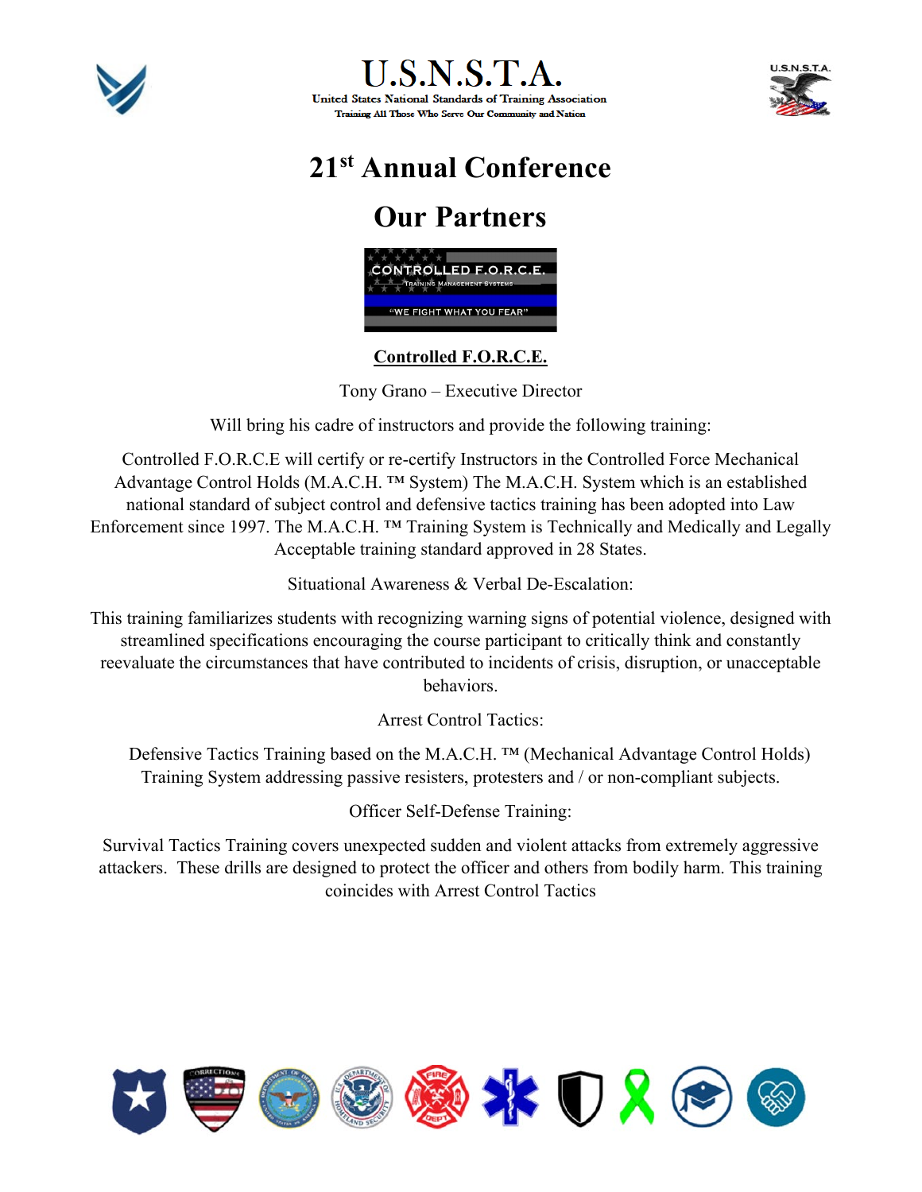# U.S.N.S.T.A.

United States National Standards of Training Association

Training All Those Who Serve Our Community and Nation

## 21st Annual Conference

## Our Partners

CONTROLLED F.O.R.C.E.

TRAINING MANAGEMENT SYSTEMS

"WE FIGHT WHAT YOU FEAR"

**Controlled F.O.R.C.E.**

Tony Grano – Executive Director

Will bring his cadre of instructors and provide the following training:

Controlled F.O.R.C.E will certify or re-certify Instructors in the Controlled Force Mechanical Advantage Control Holds (M.A.C.H. ™ System) The M.A.C.H. System which is an established national standard of subject control and defensive tactics training has been adopted into Law Enforcement since 1997. The M.A.C.H. ™ Training System is Technically and Medically and Legally Acceptable training standard approved in 28 States.

Situational Awareness & Verbal De-Escalation:

This training familiarizes students with recognizing warning signs of potential violence, designed with streamlined specifications encouraging the course participant to critically think and constantly reevaluate the circumstances that have contributed to incidents of crisis, disruption, or unacceptable behaviors.

Arrest Control Tactics:

Defensive Tactics Training based on the M.A.C.H. ™ (Mechanical Advantage Control Holds) Training System addressing passive resisters, protesters and / or non-compliant subjects.

Officer Self-Defense Training:

Survival Tactics Training covers unexpected sudden and violent attacks from extremely aggressive attackers. These drills are designed to protect the officer and others from bodily harm. This training coincides with Arrest Control Tactics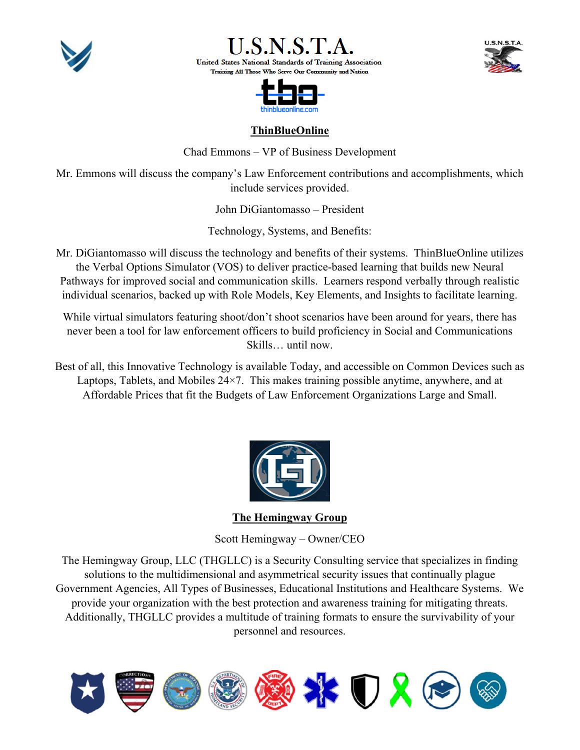# U.S.N.S.T.A.

United States National Standards of Training Association

Training All Those Who Serve Our Community and Nation

thinblueonline.com

## ThinBlueOnline

Chad Emmons – VP of Business Development

Mr. Emmons will discuss the company's Law Enforcement contributions and accomplishments, which include services provided.

John DiGiantomasso – President

Technology, Systems, and Benefits:

Mr. DiGiantomasso will discuss the technology and benefits of their systems. ThinBlueOnline utilizes the Verbal Options Simulator (VOS) to deliver practice-based learning that builds new Neural Pathways for improved social and communication skills. Learners respond verbally through realistic individual scenarios, backed up with Role Models, Key Elements, and Insights to facilitate learning.

While virtual simulators featuring shoot/don't shoot scenarios have been around for years, there has never been a tool for law enforcement officers to build proficiency in Social and Communications Skills… until now.

Best of all, this Innovative Technology is available Today, and accessible on Common Devices such as Laptops, Tablets, and Mobiles 24×7. This makes training possible anytime, anywhere, and at Affordable Prices that fit the Budgets of Law Enforcement Organizations Large and Small.

## The Hemingway Group

Scott Hemingway – Owner/CEO

The Hemingway Group, LLC (THGLLC) is a Security Consulting service that specializes in finding solutions to the multidimensional and asymmetrical security issues that continually plague Government Agencies, All Types of Businesses, Educational Institutions and Healthcare Systems. We provide your organization with the best protection and awareness training for mitigating threats. Additionally, THGLLC provides a multitude of training formats to ensure the survivability of your personnel and resources.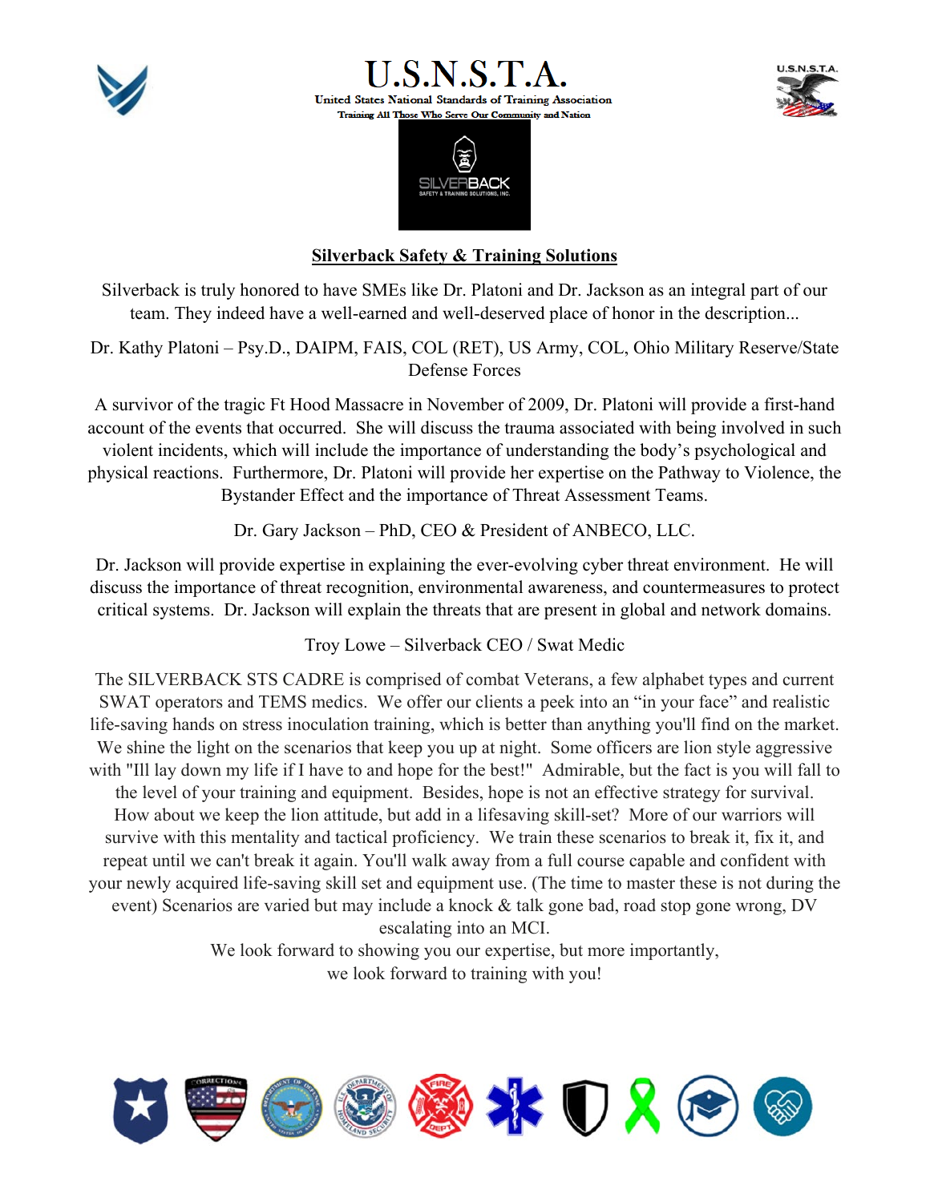# U.S.N.S.T.A.

United States National Standards of Training Association

Training All Those Who Serve Our Community and Nation

SILVERBACK SAFETY & TRAINING SOLUTIONS, INC.

## Silverback Safety & Training Solutions

Silverback is truly honored to have SMEs like Dr. Platoni and Dr. Jackson as an integral part of our team. They indeed have a well-earned and well-deserved place of honor in the description...

Dr. Kathy Platoni – Psy.D., DAIPM, FAIS, COL (RET), US Army, COL, Ohio Military Reserve/State Defense Forces

A survivor of the tragic Ft Hood Massacre in November of 2009, Dr. Platoni will provide a first-hand account of the events that occurred. She will discuss the trauma associated with being involved in such violent incidents, which will include the importance of understanding the body's psychological and physical reactions. Furthermore, Dr. Platoni will provide her expertise on the Pathway to Violence, the Bystander Effect and the importance of Threat Assessment Teams.

Dr. Gary Jackson – PhD, CEO & President of ANBECO, LLC.

Dr. Jackson will provide expertise in explaining the ever-evolving cyber threat environment. He will discuss the importance of threat recognition, environmental awareness, and countermeasures to protect critical systems. Dr. Jackson will explain the threats that are present in global and network domains.

Troy Lowe – Silverback CEO / Swat Medic

The SILVERBACK STS CADRE is comprised of combat Veterans, a few alphabet types and current SWAT operators and TEMS medics. We offer our clients a peek into an "in your face" and realistic life-saving hands on stress inoculation training, which is better than anything you'll find on the market. We shine the light on the scenarios that keep you up at night. Some officers are lion style aggressive with "Ill lay down my life if I have to and hope for the best!" Admirable, but the fact is you will fall to the level of your training and equipment. Besides, hope is not an effective strategy for survival. How about we keep the lion attitude, but add in a lifesaving skill-set? More of our warriors will survive with this mentality and tactical proficiency. We train these scenarios to break it, fix it, and repeat until we can't break it again. You'll walk away from a full course capable and confident with your newly acquired life-saving skill set and equipment use. (The time to master these is not during the event) Scenarios are varied but may include a knock & talk gone bad, road stop gone wrong, DV escalating into an MCI.

We look forward to showing you our expertise, but more importantly,
we look forward to training with you!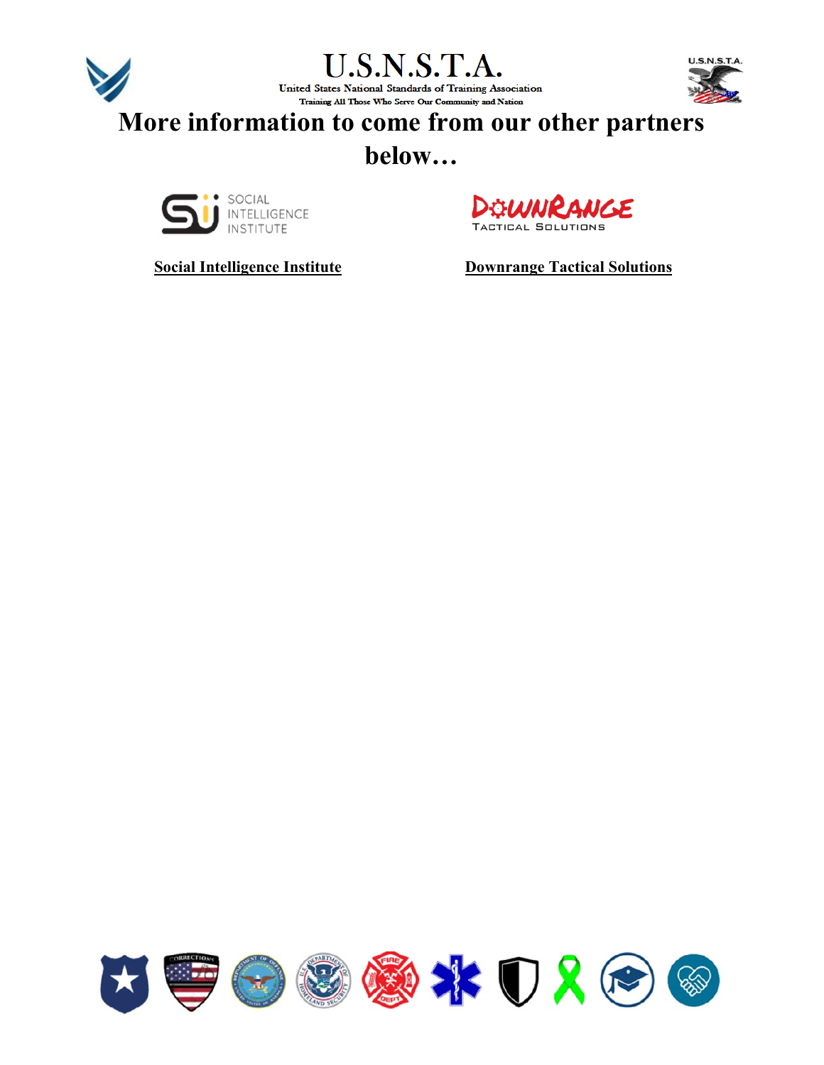# More information to come from our other partners below…

**Social Intelligence Institute**

**Downrange Tactical Solutions**